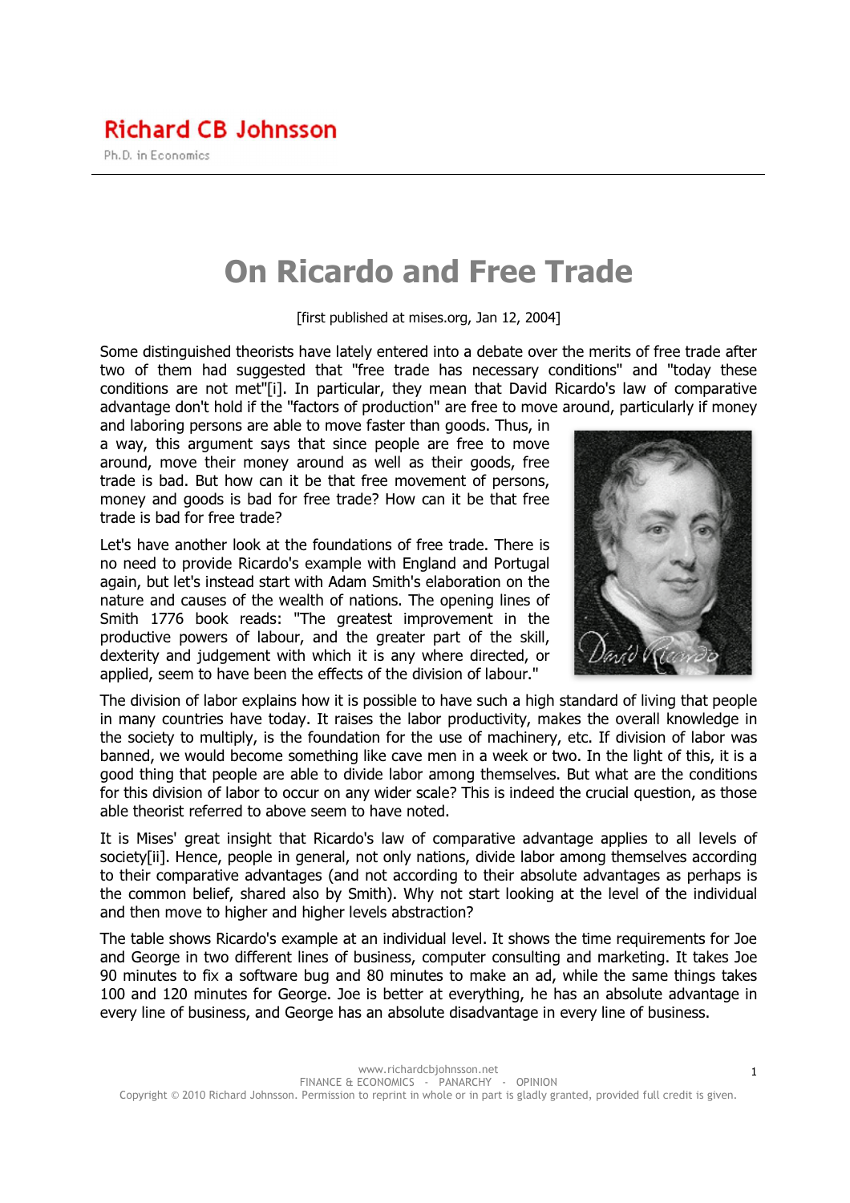Richard CB Johnsson

Ph.D. in Economics

# On Ricardo and Free Trade

[first published at mises.org, Jan 12, 2004]

Some distinguished theorists have lately entered into a debate over the merits of free trade after two of them had suggested that "free trade has necessary conditions" and "today these conditions are not met"[i]. In particular, they mean that David Ricardo's law of comparative advantage don't hold if the "factors of production" are free to move around, particularly if money and laboring persons are able to move faster than goods. Thus, in a way, this argument says that since people are free to move around, move their money around as well as their goods, free trade is bad. But how can it be that free movement of persons, money and goods is bad for free trade? How can it be that free trade is bad for free trade?

Let's have another look at the foundations of free trade. There is no need to provide Ricardo's example with England and Portugal again, but let's instead start with Adam Smith's elaboration on the nature and causes of the wealth of nations. The opening lines of Smith 1776 book reads: "The greatest improvement in the productive powers of labour, and the greater part of the skill, dexterity and judgement with which it is any where directed, or applied, seem to have been the effects of the division of labour."

The division of labor explains how it is possible to have such a high standard of living that people in many countries have today. It raises the labor productivity, makes the overall knowledge in the society to multiply, is the foundation for the use of machinery, etc. If division of labor was banned, we would become something like cave men in a week or two. In the light of this, it is a good thing that people are able to divide labor among themselves. But what are the conditions for this division of labor to occur on any wider scale? This is indeed the crucial question, as those able theorist referred to above seem to have noted.

It is Mises' great insight that Ricardo's law of comparative advantage applies to all levels of society[ii]. Hence, people in general, not only nations, divide labor among themselves according to their comparative advantages (and not according to their absolute advantages as perhaps is the common belief, shared also by Smith). Why not start looking at the level of the individual and then move to higher and higher levels abstraction?

The table shows Ricardo's example at an individual level. It shows the time requirements for Joe and George in two different lines of business, computer consulting and marketing. It takes Joe 90 minutes to fix a software bug and 80 minutes to make an ad, while the same things takes 100 and 120 minutes for George. Joe is better at everything, he has an absolute advantage in every line of business, and George has an absolute disadvantage in every line of business.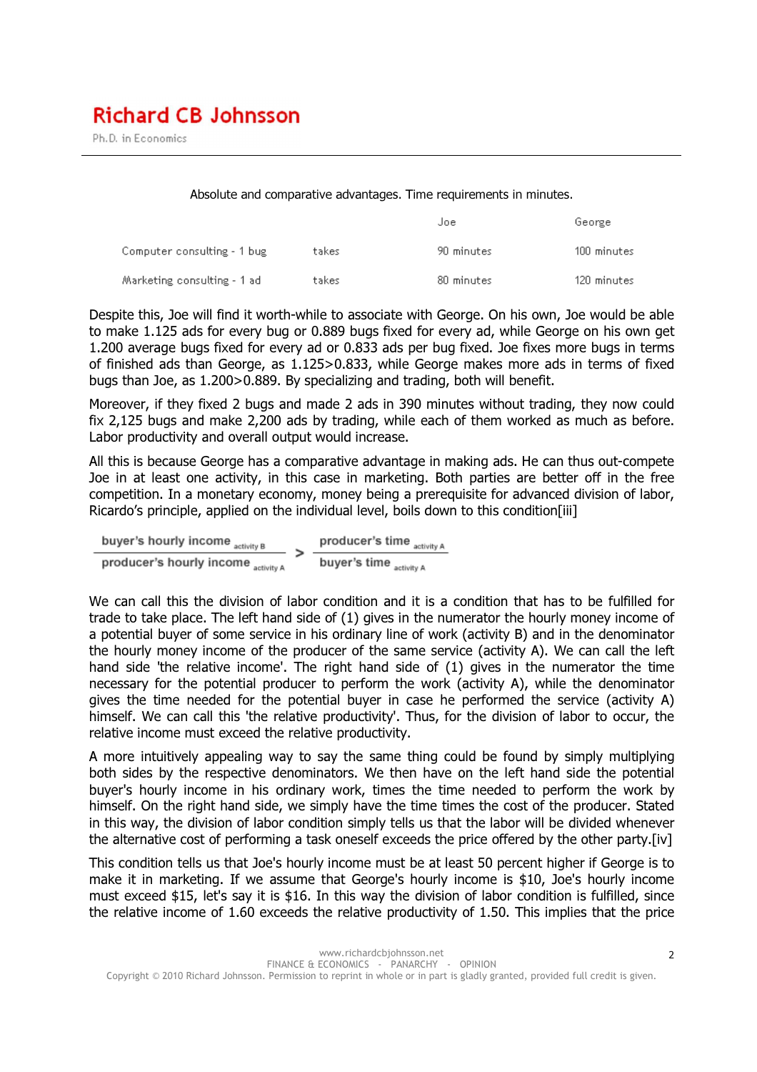Absolute and comparative advantages. Time requirements in minutes.

| | | Joe | George |
|---|---|---|---|
| Computer consulting - 1 bug | takes | 90 minutes | 100 minutes |
| Marketing consulting - 1 ad | takes | 80 minutes | 120 minutes |

Despite this, Joe will find it worth-while to associate with George. On his own, Joe would be able to make 1.125 ads for every bug or 0.889 bugs fixed for every ad, while George on his own get 1.200 average bugs fixed for every ad or 0.833 ads per bug fixed. Joe fixes more bugs in terms of finished ads than George, as 1.125>0.833, while George makes more ads in terms of fixed bugs than Joe, as 1.200>0.889. By specializing and trading, both will benefit.

Moreover, if they fixed 2 bugs and made 2 ads in 390 minutes without trading, they now could fix 2,125 bugs and make 2,200 ads by trading, while each of them worked as much as before. Labor productivity and overall output would increase.

All this is because George has a comparative advantage in making ads. He can thus out-compete Joe in at least one activity, in this case in marketing. Both parties are better off in the free competition. In a monetary economy, money being a prerequisite for advanced division of labor, Ricardo's principle, applied on the individual level, boils down to this condition[iii]

$$\frac{\text{buyer's hourly income}_{\text{activity B}}}{\text{producer's hourly income}_{\text{activity A}}} > \frac{\text{producer's time}_{\text{activity A}}}{\text{buyer's time}_{\text{activity A}}}$$

We can call this the division of labor condition and it is a condition that has to be fulfilled for trade to take place. The left hand side of (1) gives in the numerator the hourly money income of a potential buyer of some service in his ordinary line of work (activity B) and in the denominator the hourly money income of the producer of the same service (activity A). We can call the left hand side 'the relative income'. The right hand side of (1) gives in the numerator the time necessary for the potential producer to perform the work (activity A), while the denominator gives the time needed for the potential buyer in case he performed the service (activity A) himself. We can call this 'the relative productivity'. Thus, for the division of labor to occur, the relative income must exceed the relative productivity.

A more intuitively appealing way to say the same thing could be found by simply multiplying both sides by the respective denominators. We then have on the left hand side the potential buyer's hourly income in his ordinary work, times the time needed to perform the work by himself. On the right hand side, we simply have the time times the cost of the producer. Stated in this way, the division of labor condition simply tells us that the labor will be divided whenever the alternative cost of performing a task oneself exceeds the price offered by the other party.[iv]

This condition tells us that Joe's hourly income must be at least 50 percent higher if George is to make it in marketing. If we assume that George's hourly income is \$10, Joe's hourly income must exceed \$15, let's say it is \$16. In this way the division of labor condition is fulfilled, since the relative income of 1.60 exceeds the relative productivity of 1.50. This implies that the price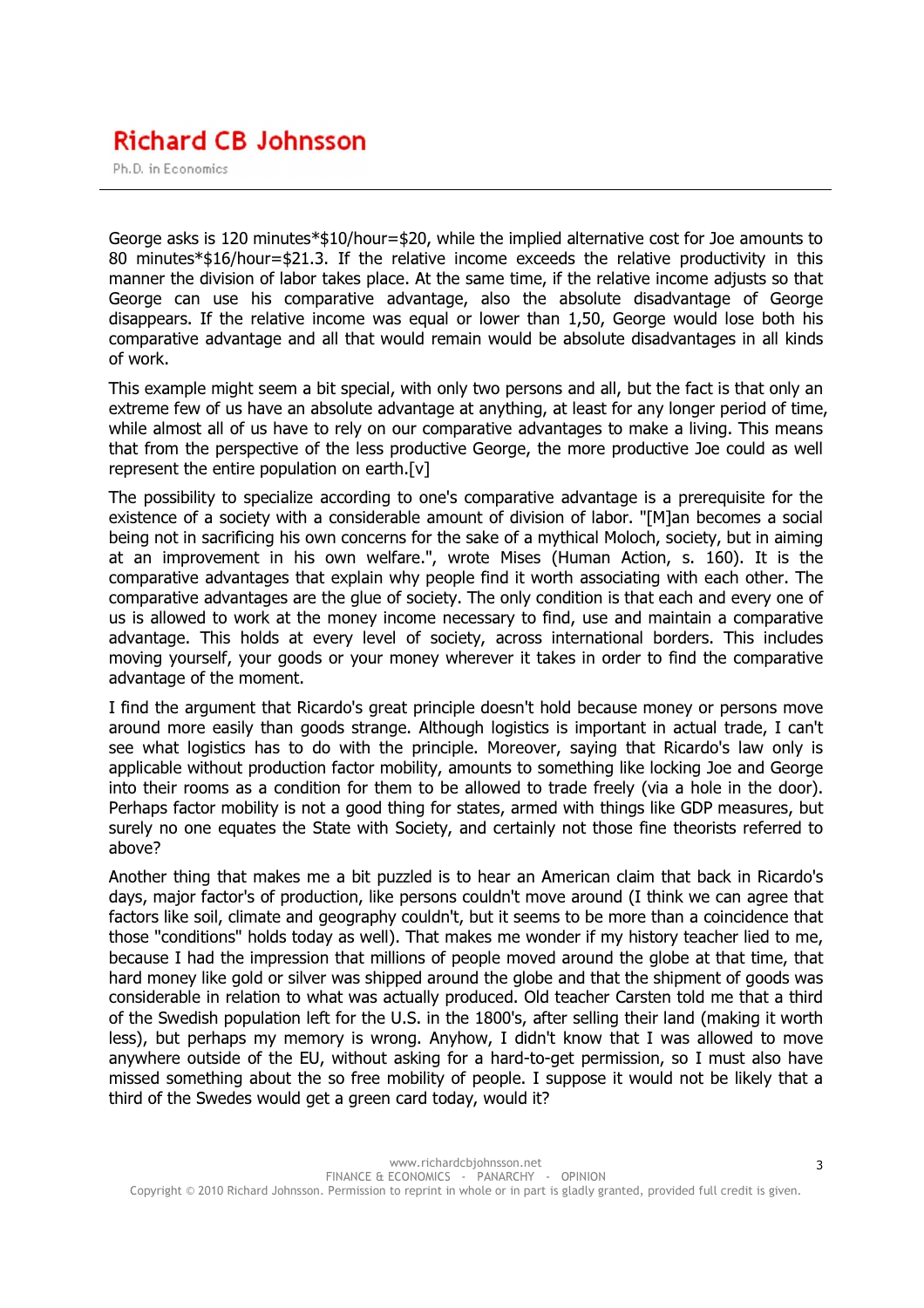George asks is 120 minutes*$10/hour=$20, while the implied alternative cost for Joe amounts to 80 minutes*$16/hour=$21.3. If the relative income exceeds the relative productivity in this manner the division of labor takes place. At the same time, if the relative income adjusts so that George can use his comparative advantage, also the absolute disadvantage of George disappears. If the relative income was equal or lower than 1,50, George would lose both his comparative advantage and all that would remain would be absolute disadvantages in all kinds of work.

This example might seem a bit special, with only two persons and all, but the fact is that only an extreme few of us have an absolute advantage at anything, at least for any longer period of time, while almost all of us have to rely on our comparative advantages to make a living. This means that from the perspective of the less productive George, the more productive Joe could as well represent the entire population on earth.[v]

The possibility to specialize according to one's comparative advantage is a prerequisite for the existence of a society with a considerable amount of division of labor. "[M]an becomes a social being not in sacrificing his own concerns for the sake of a mythical Moloch, society, but in aiming at an improvement in his own welfare.", wrote Mises (Human Action, s. 160). It is the comparative advantages that explain why people find it worth associating with each other. The comparative advantages are the glue of society. The only condition is that each and every one of us is allowed to work at the money income necessary to find, use and maintain a comparative advantage. This holds at every level of society, across international borders. This includes moving yourself, your goods or your money wherever it takes in order to find the comparative advantage of the moment.

I find the argument that Ricardo's great principle doesn't hold because money or persons move around more easily than goods strange. Although logistics is important in actual trade, I can't see what logistics has to do with the principle. Moreover, saying that Ricardo's law only is applicable without production factor mobility, amounts to something like locking Joe and George into their rooms as a condition for them to be allowed to trade freely (via a hole in the door). Perhaps factor mobility is not a good thing for states, armed with things like GDP measures, but surely no one equates the State with Society, and certainly not those fine theorists referred to above?

Another thing that makes me a bit puzzled is to hear an American claim that back in Ricardo's days, major factor's of production, like persons couldn't move around (I think we can agree that factors like soil, climate and geography couldn't, but it seems to be more than a coincidence that those "conditions" holds today as well). That makes me wonder if my history teacher lied to me, because I had the impression that millions of people moved around the globe at that time, that hard money like gold or silver was shipped around the globe and that the shipment of goods was considerable in relation to what was actually produced. Old teacher Carsten told me that a third of the Swedish population left for the U.S. in the 1800's, after selling their land (making it worth less), but perhaps my memory is wrong. Anyhow, I didn't know that I was allowed to move anywhere outside of the EU, without asking for a hard-to-get permission, so I must also have missed something about the so free mobility of people. I suppose it would not be likely that a third of the Swedes would get a green card today, would it?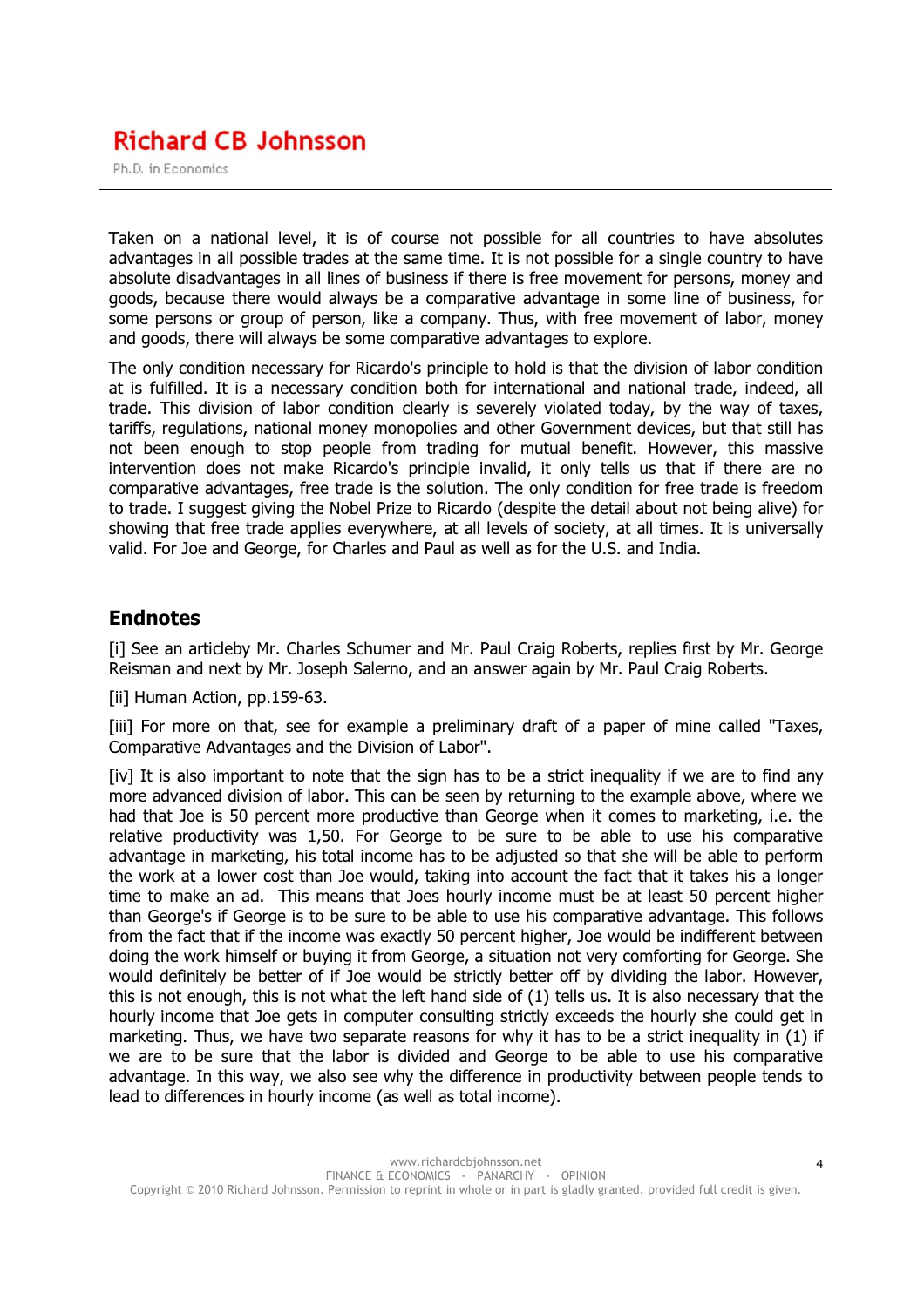Taken on a national level, it is of course not possible for all countries to have absolutes advantages in all possible trades at the same time. It is not possible for a single country to have absolute disadvantages in all lines of business if there is free movement for persons, money and goods, because there would always be a comparative advantage in some line of business, for some persons or group of person, like a company. Thus, with free movement of labor, money and goods, there will always be some comparative advantages to explore.

The only condition necessary for Ricardo's principle to hold is that the division of labor condition at is fulfilled. It is a necessary condition both for international and national trade, indeed, all trade. This division of labor condition clearly is severely violated today, by the way of taxes, tariffs, regulations, national money monopolies and other Government devices, but that still has not been enough to stop people from trading for mutual benefit. However, this massive intervention does not make Ricardo's principle invalid, it only tells us that if there are no comparative advantages, free trade is the solution. The only condition for free trade is freedom to trade. I suggest giving the Nobel Prize to Ricardo (despite the detail about not being alive) for showing that free trade applies everywhere, at all levels of society, at all times. It is universally valid. For Joe and George, for Charles and Paul as well as for the U.S. and India.

## Endnotes

[i] See an articleby Mr. Charles Schumer and Mr. Paul Craig Roberts, replies first by Mr. George Reisman and next by Mr. Joseph Salerno, and an answer again by Mr. Paul Craig Roberts.

[ii] Human Action, pp.159-63.

[iii] For more on that, see for example a preliminary draft of a paper of mine called "Taxes, Comparative Advantages and the Division of Labor".

[iv] It is also important to note that the sign has to be a strict inequality if we are to find any more advanced division of labor. This can be seen by returning to the example above, where we had that Joe is 50 percent more productive than George when it comes to marketing, i.e. the relative productivity was 1,50. For George to be sure to be able to use his comparative advantage in marketing, his total income has to be adjusted so that she will be able to perform the work at a lower cost than Joe would, taking into account the fact that it takes his a longer time to make an ad. This means that Joes hourly income must be at least 50 percent higher than George's if George is to be sure to be able to use his comparative advantage. This follows from the fact that if the income was exactly 50 percent higher, Joe would be indifferent between doing the work himself or buying it from George, a situation not very comforting for George. She would definitely be better of if Joe would be strictly better off by dividing the labor. However, this is not enough, this is not what the left hand side of (1) tells us. It is also necessary that the hourly income that Joe gets in computer consulting strictly exceeds the hourly she could get in marketing. Thus, we have two separate reasons for why it has to be a strict inequality in (1) if we are to be sure that the labor is divided and George to be able to use his comparative advantage. In this way, we also see why the difference in productivity between people tends to lead to differences in hourly income (as well as total income).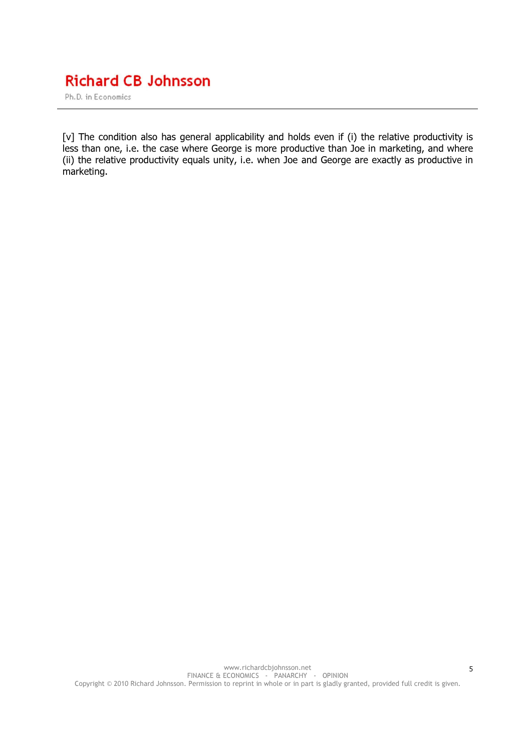[v] The condition also has general applicability and holds even if (i) the relative productivity is less than one, i.e. the case where George is more productive than Joe in marketing, and where (ii) the relative productivity equals unity, i.e. when Joe and George are exactly as productive in marketing.